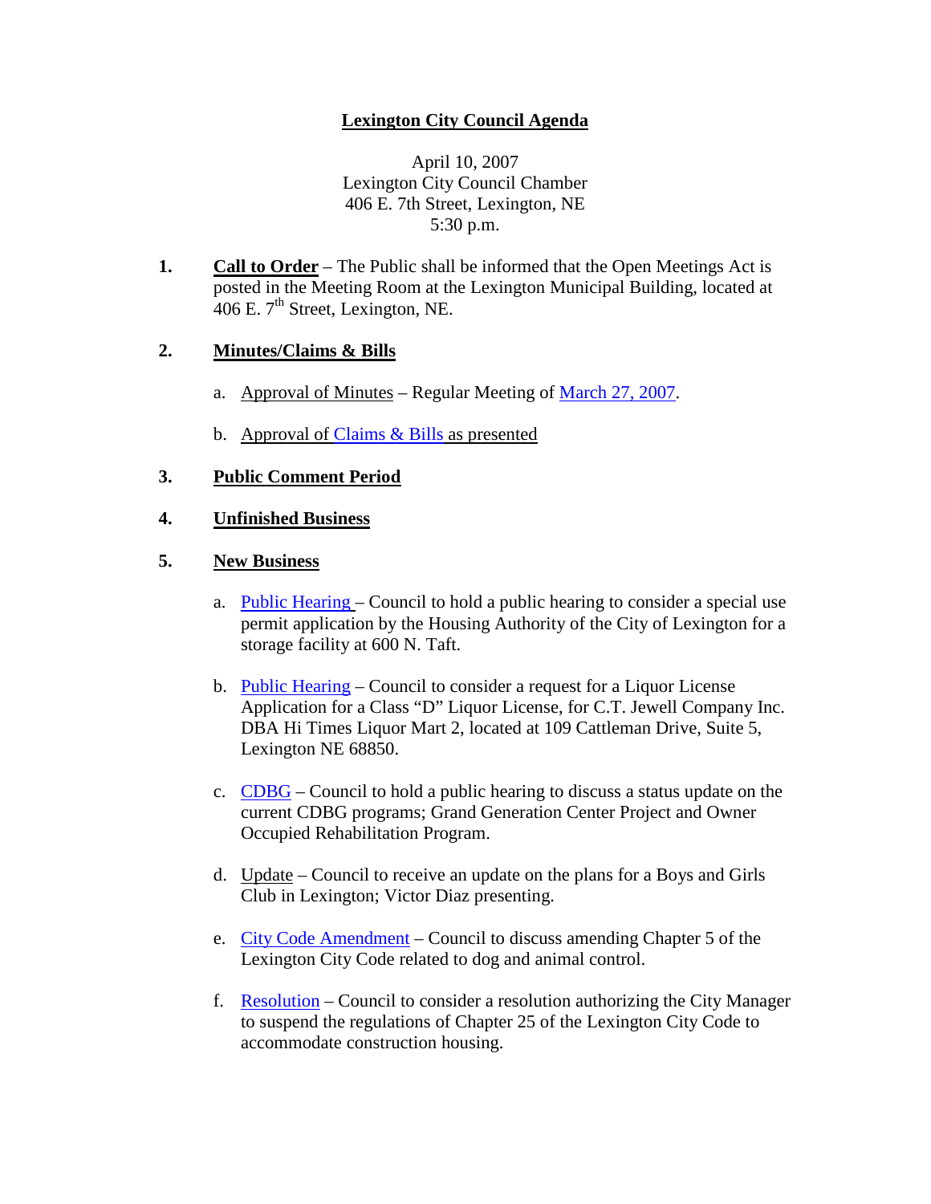# Lexington City Council Agenda

April 10, 2007
Lexington City Council Chamber
406 E. 7th Street, Lexington, NE
5:30 p.m.

1. **Call to Order** – The Public shall be informed that the Open Meetings Act is posted in the Meeting Room at the Lexington Municipal Building, located at 406 E. 7th Street, Lexington, NE.

2. **Minutes/Claims & Bills**

   a. Approval of Minutes – Regular Meeting of March 27, 2007.

   b. Approval of Claims & Bills as presented

3. **Public Comment Period**

4. **Unfinished Business**

5. **New Business**

   a. Public Hearing – Council to hold a public hearing to consider a special use permit application by the Housing Authority of the City of Lexington for a storage facility at 600 N. Taft.

   b. Public Hearing – Council to consider a request for a Liquor License Application for a Class "D" Liquor License, for C.T. Jewell Company Inc. DBA Hi Times Liquor Mart 2, located at 109 Cattleman Drive, Suite 5, Lexington NE 68850.

   c. CDBG – Council to hold a public hearing to discuss a status update on the current CDBG programs; Grand Generation Center Project and Owner Occupied Rehabilitation Program.

   d. Update – Council to receive an update on the plans for a Boys and Girls Club in Lexington; Victor Diaz presenting.

   e. City Code Amendment – Council to discuss amending Chapter 5 of the Lexington City Code related to dog and animal control.

   f. Resolution – Council to consider a resolution authorizing the City Manager to suspend the regulations of Chapter 25 of the Lexington City Code to accommodate construction housing.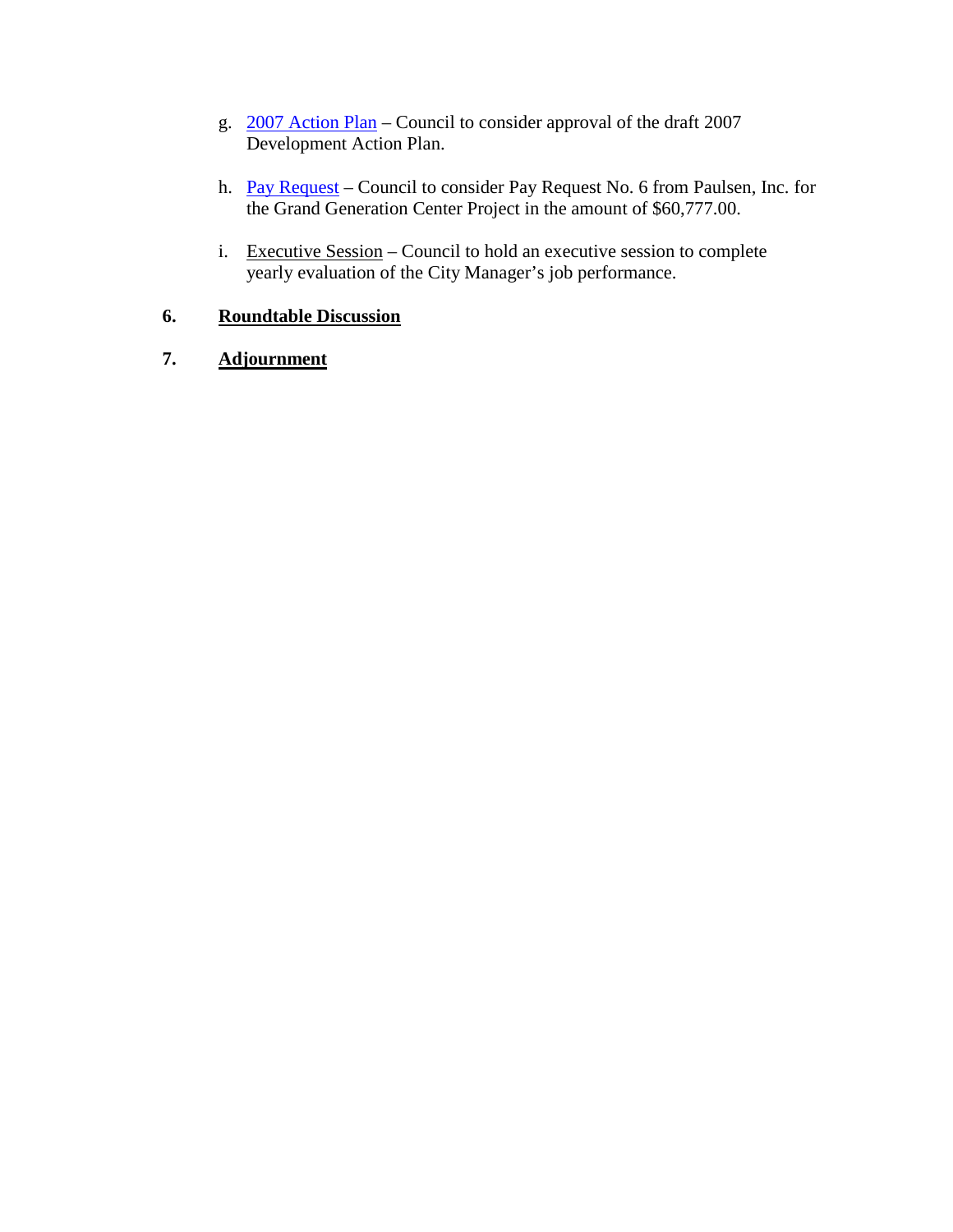g. 2007 Action Plan – Council to consider approval of the draft 2007 Development Action Plan.

h. Pay Request – Council to consider Pay Request No. 6 from Paulsen, Inc. for the Grand Generation Center Project in the amount of $60,777.00.

i. Executive Session – Council to hold an executive session to complete yearly evaluation of the City Manager's job performance.

**6. Roundtable Discussion**

**7. Adjournment**